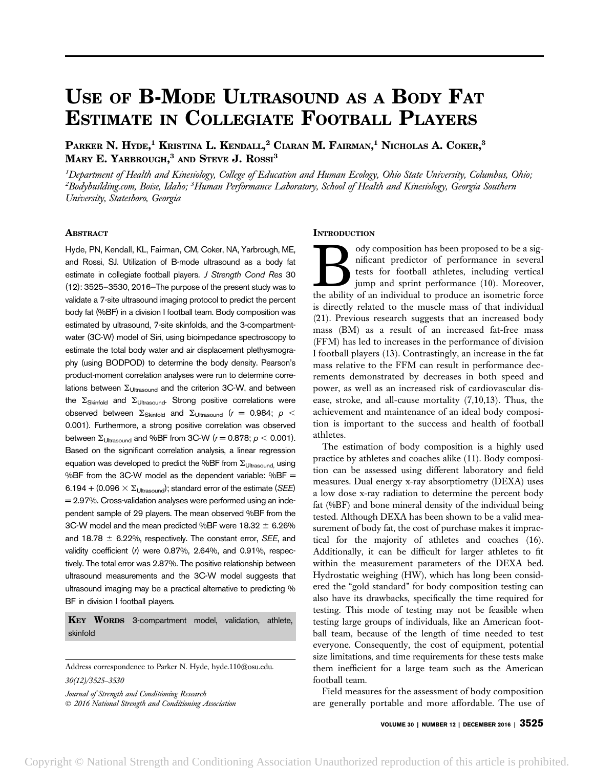# Use of B-Mode Ultrasound as a Body Fat Estimate in Collegiate Football Players

**Parker N. Hyde,[1] Kristina L. Kendall,[2] Ciaran M. Fairman,[1] Nicholas A. Coker,[3] Mary E. Yarbrough,[3] and Steve J. Rossi[3]**

[1]*Department of Health and Kinesiology, College of Education and Human Ecology, Ohio State University, Columbus, Ohio;* [2]*Bodybuilding.com, Boise, Idaho;* [3]*Human Performance Laboratory, School of Health and Kinesiology, Georgia Southern University, Statesboro, Georgia*

## Abstract

Hyde, PN, Kendall, KL, Fairman, CM, Coker, NA, Yarbrough, ME, and Rossi, SJ. Utilization of B-mode ultrasound as a body fat estimate in collegiate football players. *J Strength Cond Res* 30 (12): 3525–3530, 2016—The purpose of the present study was to validate a 7-site ultrasound imaging protocol to predict the percent body fat (%BF) in a division I football team. Body composition was estimated by ultrasound, 7-site skinfolds, and the 3-compartment-water (3C-W) model of Siri, using bioimpedance spectroscopy to estimate the total body water and air displacement plethysmography (using BODPOD) to determine the body density. Pearson's product-moment correlation analyses were run to determine correlations between $\Sigma_{Ultrasound}$ and the criterion 3C-W, and between the $\Sigma_{Skinfold}$ and $\Sigma_{Ultrasound}$. Strong positive correlations were observed between $\Sigma_{Skinfold}$ and $\Sigma_{Ultrasound}$ ($r = 0.984$; $p < 0.001$). Furthermore, a strong positive correlation was observed between $\Sigma_{Ultrasound}$ and %BF from 3C-W ($r = 0.878$; $p < 0.001$). Based on the significant correlation analysis, a linear regression equation was developed to predict the %BF from $\Sigma_{Ultrasound,}$ using %BF from the 3C-W model as the dependent variable: %BF = 6.194 + (0.096 × $\Sigma_{Ultrasound}$); standard error of the estimate (*SEE*) = 2.97%. Cross-validation analyses were performed using an independent sample of 29 players. The mean observed %BF from the 3C-W model and the mean predicted %BF were 18.32 ± 6.26% and 18.78 ± 6.22%, respectively. The constant error, *SEE*, and validity coefficient (*r*) were 0.87%, 2.64%, and 0.91%, respectively. The total error was 2.87%. The positive relationship between ultrasound measurements and the 3C-W model suggests that ultrasound imaging may be a practical alternative to predicting % BF in division I football players.

**Key Words** 3-compartment model, validation, athlete, skinfold

Address correspondence to Parker N. Hyde, hyde.110@osu.edu.

30(12)/3525–3530

*Journal of Strength and Conditioning Research*
© 2016 National Strength and Conditioning Association

## Introduction

Body composition has been proposed to be a significant predictor of performance in several tests for football athletes, including vertical jump and sprint performance (10). Moreover, the ability of an individual to produce an isometric force is directly related to the muscle mass of that individual (21). Previous research suggests that an increased body mass (BM) as a result of an increased fat-free mass (FFM) has led to increases in the performance of division I football players (13). Contrastingly, an increase in the fat mass relative to the FFM can result in performance decrements demonstrated by decreases in both speed and power, as well as an increased risk of cardiovascular disease, stroke, and all-cause mortality (7,10,13). Thus, the achievement and maintenance of an ideal body composition is important to the success and health of football athletes.

The estimation of body composition is a highly used practice by athletes and coaches alike (11). Body composition can be assessed using different laboratory and field measures. Dual energy x-ray absorptiometry (DEXA) uses a low dose x-ray radiation to determine the percent body fat (%BF) and bone mineral density of the individual being tested. Although DEXA has been shown to be a valid measurement of body fat, the cost of purchase makes it impractical for the majority of athletes and coaches (16). Additionally, it can be difficult for larger athletes to fit within the measurement parameters of the DEXA bed. Hydrostatic weighing (HW), which has long been considered the "gold standard" for body composition testing can also have its drawbacks, specifically the time required for testing. This mode of testing may not be feasible when testing large groups of individuals, like an American football team, because of the length of time needed to test everyone. Consequently, the cost of equipment, potential size limitations, and time requirements for these tests make them inefficient for a large team such as the American football team.

Field measures for the assessment of body composition are generally portable and more affordable. The use of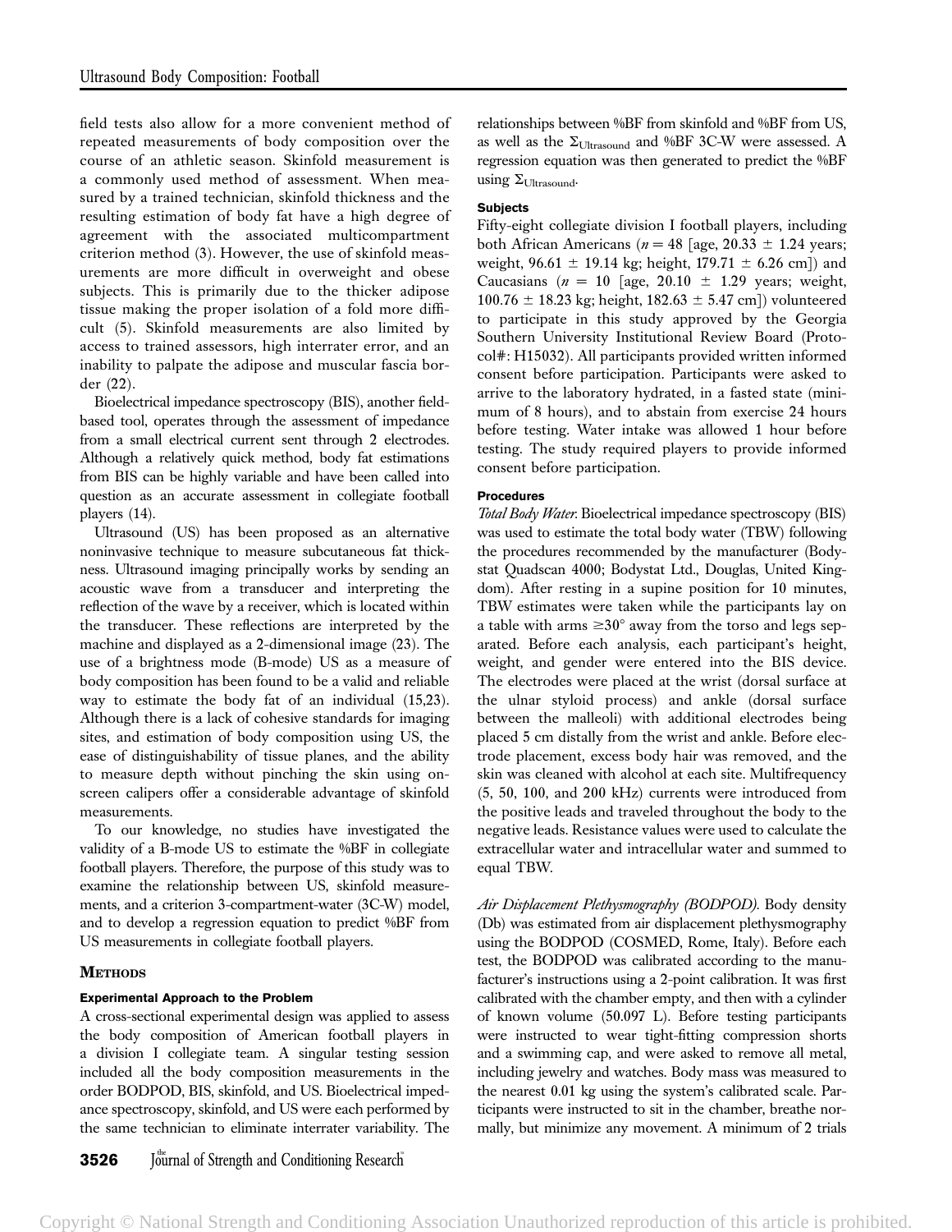field tests also allow for a more convenient method of repeated measurements of body composition over the course of an athletic season. Skinfold measurement is a commonly used method of assessment. When measured by a trained technician, skinfold thickness and the resulting estimation of body fat have a high degree of agreement with the associated multicompartment criterion method (3). However, the use of skinfold measurements are more difficult in overweight and obese subjects. This is primarily due to the thicker adipose tissue making the proper isolation of a fold more difficult (5). Skinfold measurements are also limited by access to trained assessors, high interrater error, and an inability to palpate the adipose and muscular fascia border (22).

Bioelectrical impedance spectroscopy (BIS), another field-based tool, operates through the assessment of impedance from a small electrical current sent through 2 electrodes. Although a relatively quick method, body fat estimations from BIS can be highly variable and have been called into question as an accurate assessment in collegiate football players (14).

Ultrasound (US) has been proposed as an alternative noninvasive technique to measure subcutaneous fat thickness. Ultrasound imaging principally works by sending an acoustic wave from a transducer and interpreting the reflection of the wave by a receiver, which is located within the transducer. These reflections are interpreted by the machine and displayed as a 2-dimensional image (23). The use of a brightness mode (B-mode) US as a measure of body composition has been found to be a valid and reliable way to estimate the body fat of an individual (15,23). Although there is a lack of cohesive standards for imaging sites, and estimation of body composition using US, the ease of distinguishability of tissue planes, and the ability to measure depth without pinching the skin using on-screen calipers offer a considerable advantage of skinfold measurements.

To our knowledge, no studies have investigated the validity of a B-mode US to estimate the %BF in collegiate football players. Therefore, the purpose of this study was to examine the relationship between US, skinfold measurements, and a criterion 3-compartment-water (3C-W) model, and to develop a regression equation to predict %BF from US measurements in collegiate football players.

## Methods

### Experimental Approach to the Problem

A cross-sectional experimental design was applied to assess the body composition of American football players in a division I collegiate team. A singular testing session included all the body composition measurements in the order BODPOD, BIS, skinfold, and US. Bioelectrical impedance spectroscopy, skinfold, and US were each performed by the same technician to eliminate interrater variability. The relationships between %BF from skinfold and %BF from US, as well as the $\Sigma_{\text{Ultrasound}}$ and %BF 3C-W were assessed. A regression equation was then generated to predict the %BF using $\Sigma_{\text{Ultrasound}}$.

### Subjects

Fifty-eight collegiate division I football players, including both African Americans ($n = 48$ [age, $20.33 \pm 1.24$ years; weight, $96.61 \pm 19.14$ kg; height, $179.71 \pm 6.26$ cm]) and Caucasians ($n = 10$ [age, $20.10 \pm 1.29$ years; weight, $100.76 \pm 18.23$ kg; height, $182.63 \pm 5.47$ cm]) volunteered to participate in this study approved by the Georgia Southern University Institutional Review Board (Protocol#: H15032). All participants provided written informed consent before participation. Participants were asked to arrive to the laboratory hydrated, in a fasted state (minimum of 8 hours), and to abstain from exercise 24 hours before testing. Water intake was allowed 1 hour before testing. The study required players to provide informed consent before participation.

### Procedures

*Total Body Water*. Bioelectrical impedance spectroscopy (BIS) was used to estimate the total body water (TBW) following the procedures recommended by the manufacturer (Bodystat Quadscan 4000; Bodystat Ltd., Douglas, United Kingdom). After resting in a supine position for 10 minutes, TBW estimates were taken while the participants lay on a table with arms $\geq 30°$ away from the torso and legs separated. Before each analysis, each participant's height, weight, and gender were entered into the BIS device. The electrodes were placed at the wrist (dorsal surface at the ulnar styloid process) and ankle (dorsal surface between the malleoli) with additional electrodes being placed 5 cm distally from the wrist and ankle. Before electrode placement, excess body hair was removed, and the skin was cleaned with alcohol at each site. Multifrequency (5, 50, 100, and 200 kHz) currents were introduced from the positive leads and traveled throughout the body to the negative leads. Resistance values were used to calculate the extracellular water and intracellular water and summed to equal TBW.

*Air Displacement Plethysmography (BODPOD)*. Body density (Db) was estimated from air displacement plethysmography using the BODPOD (COSMED, Rome, Italy). Before each test, the BODPOD was calibrated according to the manufacturer's instructions using a 2-point calibration. It was first calibrated with the chamber empty, and then with a cylinder of known volume (50.097 L). Before testing participants were instructed to wear tight-fitting compression shorts and a swimming cap, and were asked to remove all metal, including jewelry and watches. Body mass was measured to the nearest 0.01 kg using the system's calibrated scale. Participants were instructed to sit in the chamber, breathe normally, but minimize any movement. A minimum of 2 trials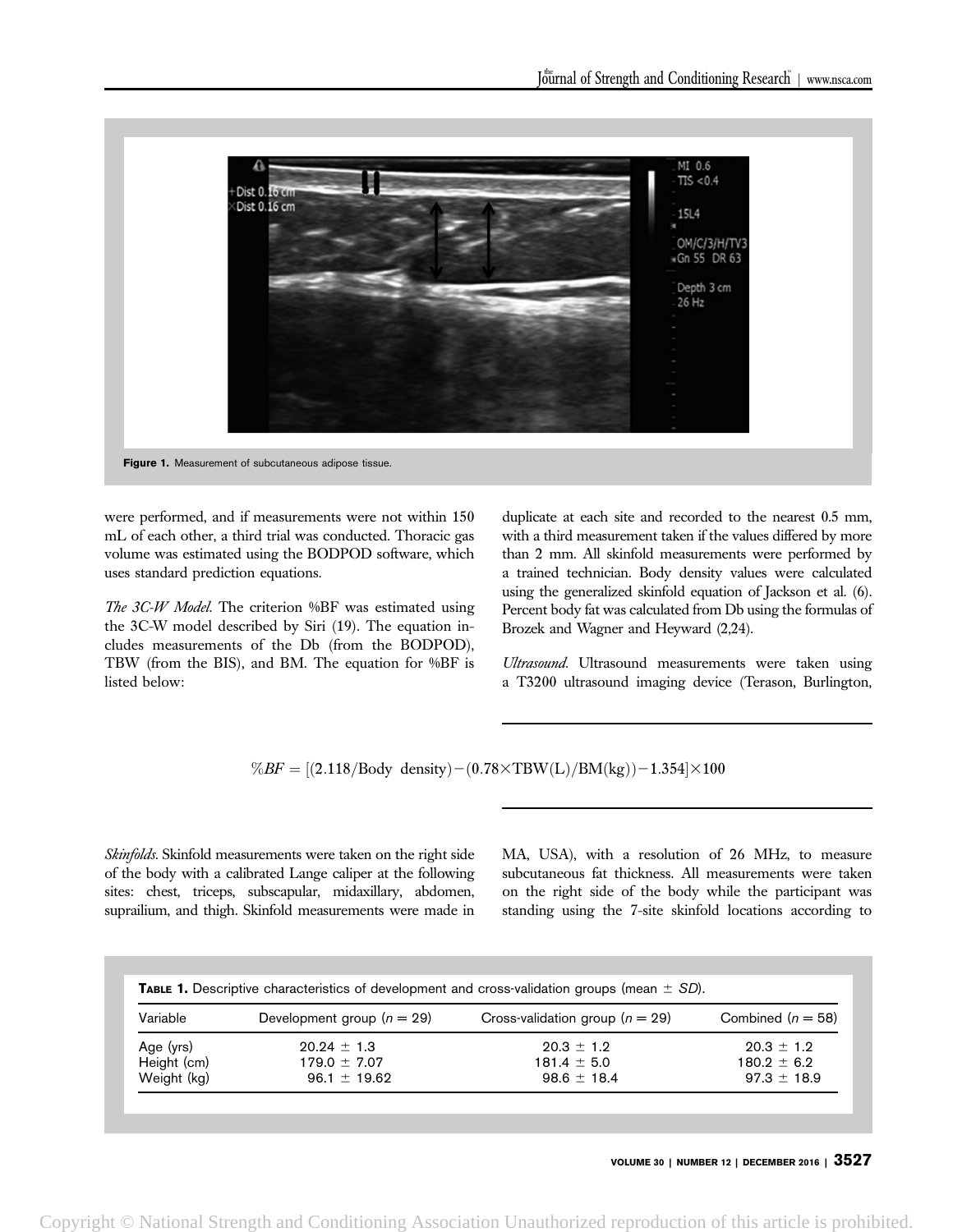Figure 1. Measurement of subcutaneous adipose tissue.

were performed, and if measurements were not within 150 mL of each other, a third trial was conducted. Thoracic gas volume was estimated using the BODPOD software, which uses standard prediction equations.

*The 3C-W Model.* The criterion %BF was estimated using the 3C-W model described by Siri (19). The equation includes measurements of the Db (from the BODPOD), TBW (from the BIS), and BM. The equation for %BF is listed below:

$$\%BF = [(2.118/\text{Body density}) - (0.78 \times \text{TBW(L)}/\text{BM(kg)}) - 1.354] \times 100$$

*Skinfolds.* Skinfold measurements were taken on the right side of the body with a calibrated Lange caliper at the following sites: chest, triceps, subscapular, midaxillary, abdomen, suprailium, and thigh. Skinfold measurements were made in duplicate at each site and recorded to the nearest 0.5 mm, with a third measurement taken if the values differed by more than 2 mm. All skinfold measurements were performed by a trained technician. Body density values were calculated using the generalized skinfold equation of Jackson et al. (6). Percent body fat was calculated from Db using the formulas of Brozek and Wagner and Heyward (2,24).

*Ultrasound.* Ultrasound measurements were taken using a T3200 ultrasound imaging device (Terason, Burlington, MA, USA), with a resolution of 26 MHz, to measure subcutaneous fat thickness. All measurements were taken on the right side of the body while the participant was standing using the 7-site skinfold locations according to

**Table 1.** Descriptive characteristics of development and cross-validation groups (mean ± *SD*).

| Variable | Development group ($n = 29$) | Cross-validation group ($n = 29$) | Combined ($n = 58$) |
|---|---|---|---|
| Age (yrs) | 20.24 ± 1.3 | 20.3 ± 1.2 | 20.3 ± 1.2 |
| Height (cm) | 179.0 ± 7.07 | 181.4 ± 5.0 | 180.2 ± 6.2 |
| Weight (kg) | 96.1 ± 19.62 | 98.6 ± 18.4 | 97.3 ± 18.9 |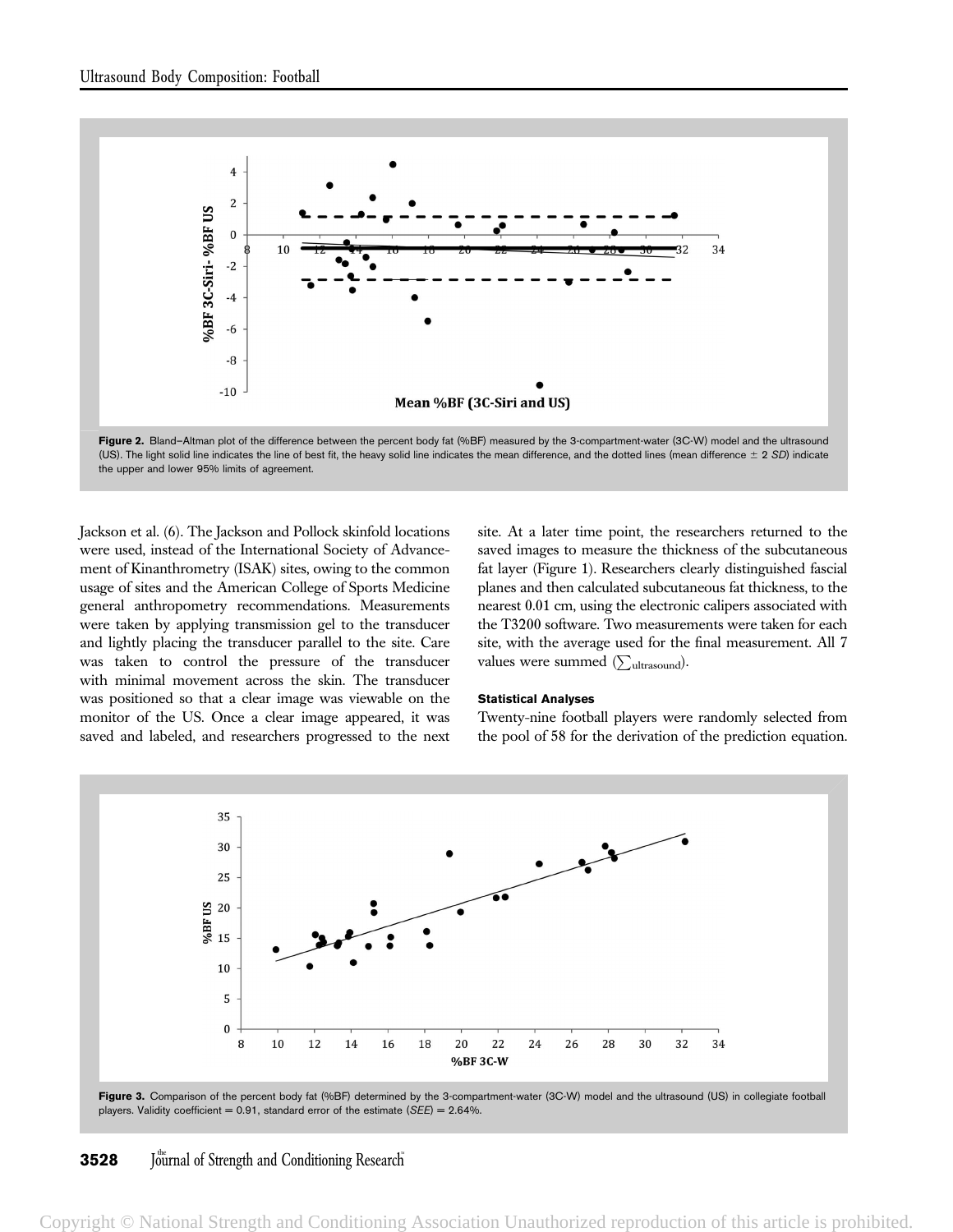Figure 2. Bland–Altman plot of the difference between the percent body fat (%BF) measured by the 3-compartment-water (3C-W) model and the ultrasound (US). The light solid line indicates the line of best fit, the heavy solid line indicates the mean difference, and the dotted lines (mean difference ± 2 *SD*) indicate the upper and lower 95% limits of agreement.

Jackson et al. (6). The Jackson and Pollock skinfold locations were used, instead of the International Society of Advancement of Kinanthrometry (ISAK) sites, owing to the common usage of sites and the American College of Sports Medicine general anthropometry recommendations. Measurements were taken by applying transmission gel to the transducer and lightly placing the transducer parallel to the site. Care was taken to control the pressure of the transducer with minimal movement across the skin. The transducer was positioned so that a clear image was viewable on the monitor of the US. Once a clear image appeared, it was saved and labeled, and researchers progressed to the next site. At a later time point, the researchers returned to the saved images to measure the thickness of the subcutaneous fat layer (Figure 1). Researchers clearly distinguished fascial planes and then calculated subcutaneous fat thickness, to the nearest 0.01 cm, using the electronic calipers associated with the T3200 software. Two measurements were taken for each site, with the average used for the final measurement. All 7 values were summed ($\sum_{\text{ultrasound}}$).

#### Statistical Analyses

Twenty-nine football players were randomly selected from the pool of 58 for the derivation of the prediction equation.

Figure 3. Comparison of the percent body fat (%BF) determined by the 3-compartment-water (3C-W) model and the ultrasound (US) in collegiate football players. Validity coefficient = 0.91, standard error of the estimate (*SEE*) = 2.64%.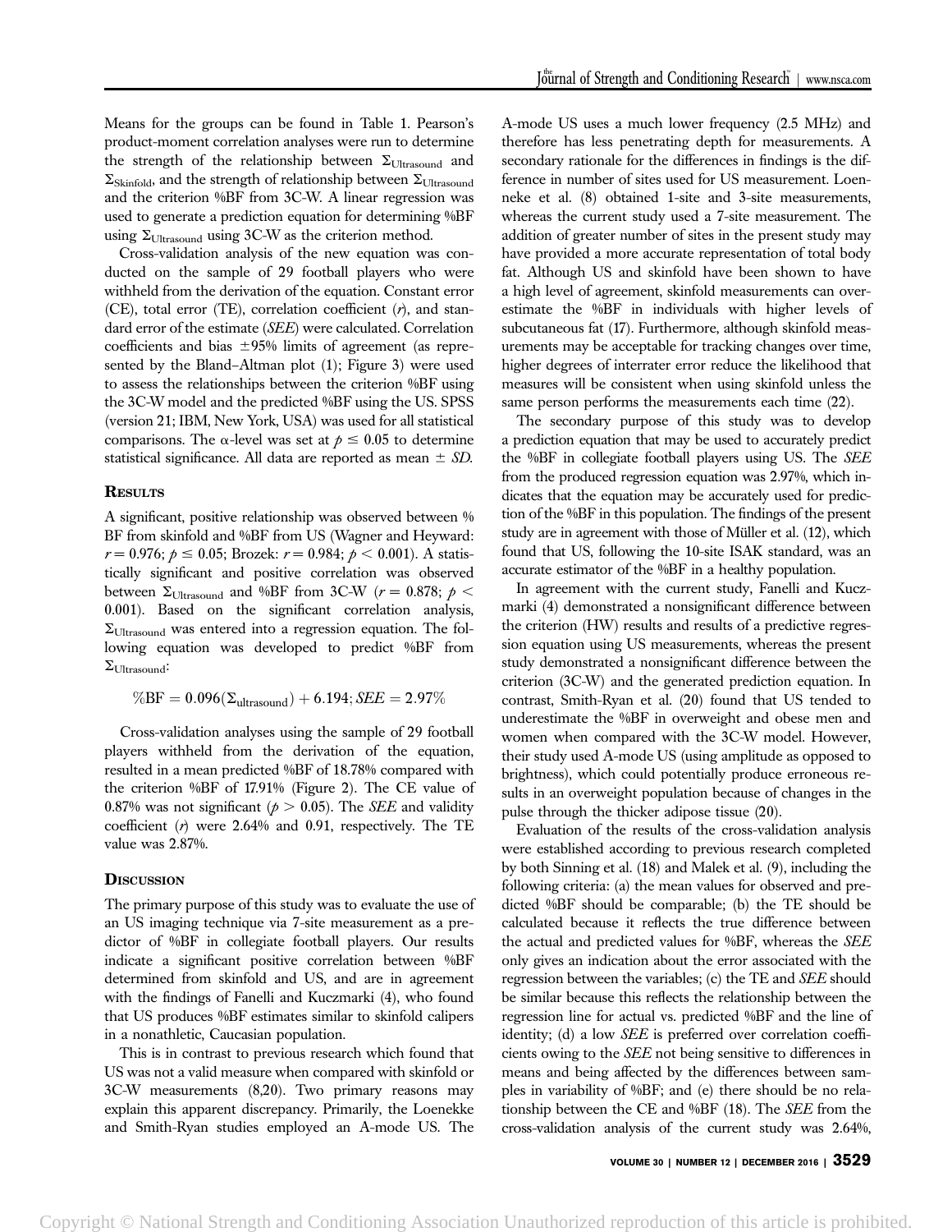Means for the groups can be found in Table 1. Pearson's product-moment correlation analyses were run to determine the strength of the relationship between $\Sigma_{\text{Ultrasound}}$ and $\Sigma_{\text{Skinfold}}$, and the strength of relationship between $\Sigma_{\text{Ultrasound}}$ and the criterion %BF from 3C-W. A linear regression was used to generate a prediction equation for determining %BF using $\Sigma_{\text{Ultrasound}}$ using 3C-W as the criterion method.

Cross-validation analysis of the new equation was conducted on the sample of 29 football players who were withheld from the derivation of the equation. Constant error (CE), total error (TE), correlation coefficient ($r$), and standard error of the estimate (*SEE*) were calculated. Correlation coefficients and bias ±95% limits of agreement (as represented by the Bland–Altman plot (1); Figure 3) were used to assess the relationships between the criterion %BF using the 3C-W model and the predicted %BF using the US. SPSS (version 21; IBM, New York, USA) was used for all statistical comparisons. The α-level was set at $p \leq 0.05$ to determine statistical significance. All data are reported as mean ± *SD*.

## Results

A significant, positive relationship was observed between % BF from skinfold and %BF from US (Wagner and Heyward: $r = 0.976$; $p \leq 0.05$; Brozek: $r = 0.984$; $p < 0.001$). A statistically significant and positive correlation was observed between $\Sigma_{\text{Ultrasound}}$ and %BF from 3C-W ($r = 0.878$; $p < 0.001$). Based on the significant correlation analysis, $\Sigma_{\text{Ultrasound}}$ was entered into a regression equation. The following equation was developed to predict %BF from $\Sigma_{\text{Ultrasound}}$:

$$\%\text{BF} = 0.096(\Sigma_{\text{ultrasound}}) + 6.194; SEE = 2.97\%$$

Cross-validation analyses using the sample of 29 football players withheld from the derivation of the equation, resulted in a mean predicted %BF of 18.78% compared with the criterion %BF of 17.91% (Figure 2). The CE value of 0.87% was not significant ($p > 0.05$). The *SEE* and validity coefficient ($r$) were 2.64% and 0.91, respectively. The TE value was 2.87%.

## Discussion

The primary purpose of this study was to evaluate the use of an US imaging technique via 7-site measurement as a predictor of %BF in collegiate football players. Our results indicate a significant positive correlation between %BF determined from skinfold and US, and are in agreement with the findings of Fanelli and Kuczmarki (4), who found that US produces %BF estimates similar to skinfold calipers in a nonathletic, Caucasian population.

This is in contrast to previous research which found that US was not a valid measure when compared with skinfold or 3C-W measurements (8,20). Two primary reasons may explain this apparent discrepancy. Primarily, the Loenekke and Smith-Ryan studies employed an A-mode US. The A-mode US uses a much lower frequency (2.5 MHz) and therefore has less penetrating depth for measurements. A secondary rationale for the differences in findings is the difference in number of sites used for US measurement. Loenneke et al. (8) obtained 1-site and 3-site measurements, whereas the current study used a 7-site measurement. The addition of greater number of sites in the present study may have provided a more accurate representation of total body fat. Although US and skinfold have been shown to have a high level of agreement, skinfold measurements can overestimate the %BF in individuals with higher levels of subcutaneous fat (17). Furthermore, although skinfold measurements may be acceptable for tracking changes over time, higher degrees of interrater error reduce the likelihood that measures will be consistent when using skinfold unless the same person performs the measurements each time (22).

The secondary purpose of this study was to develop a prediction equation that may be used to accurately predict the %BF in collegiate football players using US. The *SEE* from the produced regression equation was 2.97%, which indicates that the equation may be accurately used for prediction of the %BF in this population. The findings of the present study are in agreement with those of Müller et al. (12), which found that US, following the 10-site ISAK standard, was an accurate estimator of the %BF in a healthy population.

In agreement with the current study, Fanelli and Kuczmarki (4) demonstrated a nonsignificant difference between the criterion (HW) results and results of a predictive regression equation using US measurements, whereas the present study demonstrated a nonsignificant difference between the criterion (3C-W) and the generated prediction equation. In contrast, Smith-Ryan et al. (20) found that US tended to underestimate the %BF in overweight and obese men and women when compared with the 3C-W model. However, their study used A-mode US (using amplitude as opposed to brightness), which could potentially produce erroneous results in an overweight population because of changes in the pulse through the thicker adipose tissue (20).

Evaluation of the results of the cross-validation analysis were established according to previous research completed by both Sinning et al. (18) and Malek et al. (9), including the following criteria: (a) the mean values for observed and predicted %BF should be comparable; (b) the TE should be calculated because it reflects the true difference between the actual and predicted values for %BF, whereas the *SEE* only gives an indication about the error associated with the regression between the variables; (c) the TE and *SEE* should be similar because this reflects the relationship between the regression line for actual vs. predicted %BF and the line of identity; (d) a low *SEE* is preferred over correlation coefficients owing to the *SEE* not being sensitive to differences in means and being affected by the differences between samples in variability of %BF; and (e) there should be no relationship between the CE and %BF (18). The *SEE* from the cross-validation analysis of the current study was 2.64%,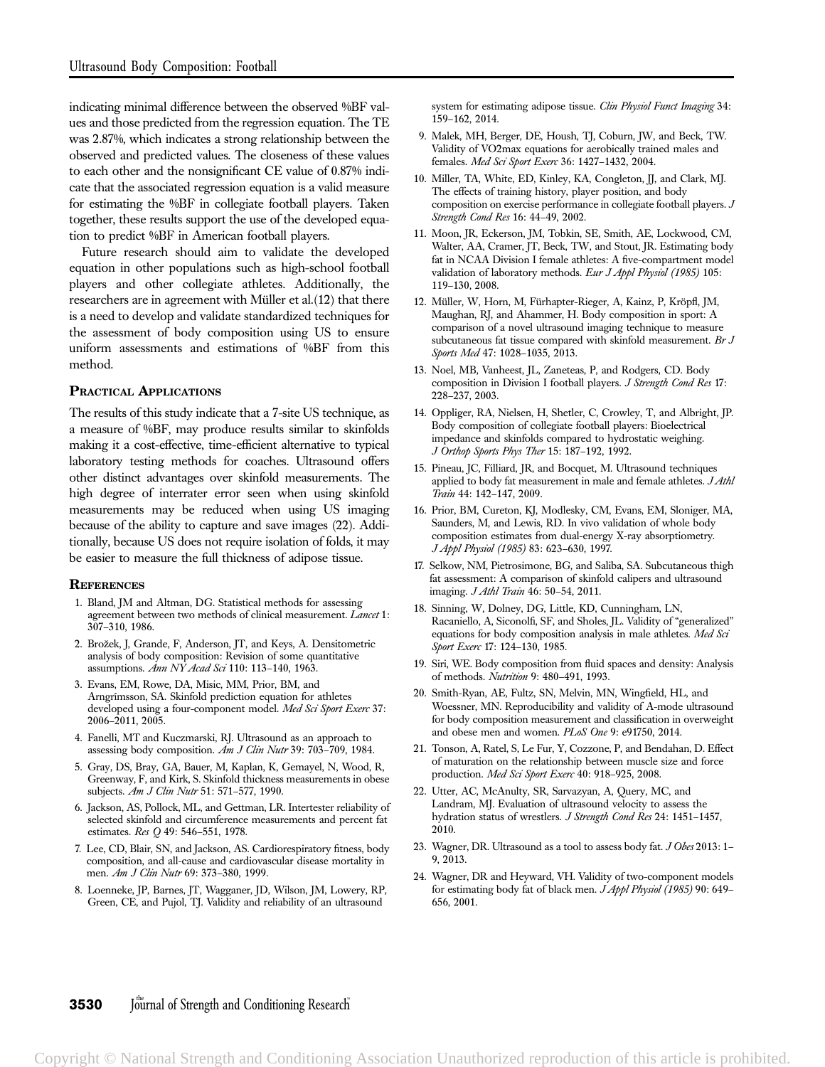indicating minimal difference between the observed %BF values and those predicted from the regression equation. The TE was 2.87%, which indicates a strong relationship between the observed and predicted values. The closeness of these values to each other and the nonsignificant CE value of 0.87% indicate that the associated regression equation is a valid measure for estimating the %BF in collegiate football players. Taken together, these results support the use of the developed equation to predict %BF in American football players.

Future research should aim to validate the developed equation in other populations such as high-school football players and other collegiate athletes. Additionally, the researchers are in agreement with Müller et al.(12) that there is a need to develop and validate standardized techniques for the assessment of body composition using US to ensure uniform assessments and estimations of %BF from this method.

## Practical Applications

The results of this study indicate that a 7-site US technique, as a measure of %BF, may produce results similar to skinfolds making it a cost-effective, time-efficient alternative to typical laboratory testing methods for coaches. Ultrasound offers other distinct advantages over skinfold measurements. The high degree of interrater error seen when using skinfold measurements may be reduced when using US imaging because of the ability to capture and save images (22). Additionally, because US does not require isolation of folds, it may be easier to measure the full thickness of adipose tissue.

## References

1. Bland, JM and Altman, DG. Statistical methods for assessing agreement between two methods of clinical measurement. *Lancet* 1: 307–310, 1986.
2. Brožek, J, Grande, F, Anderson, JT, and Keys, A. Densitometric analysis of body composition: Revision of some quantitative assumptions. *Ann NY Acad Sci* 110: 113–140, 1963.
3. Evans, EM, Rowe, DA, Misic, MM, Prior, BM, and Arngrímsson, SA. Skinfold prediction equation for athletes developed using a four-component model. *Med Sci Sport Exerc* 37: 2006–2011, 2005.
4. Fanelli, MT and Kuczmarski, RJ. Ultrasound as an approach to assessing body composition. *Am J Clin Nutr* 39: 703–709, 1984.
5. Gray, DS, Bray, GA, Bauer, M, Kaplan, K, Gemayel, N, Wood, R, Greenway, F, and Kirk, S. Skinfold thickness measurements in obese subjects. *Am J Clin Nutr* 51: 571–577, 1990.
6. Jackson, AS, Pollock, ML, and Gettman, LR. Intertester reliability of selected skinfold and circumference measurements and percent fat estimates. *Res Q* 49: 546–551, 1978.
7. Lee, CD, Blair, SN, and Jackson, AS. Cardiorespiratory fitness, body composition, and all-cause and cardiovascular disease mortality in men. *Am J Clin Nutr* 69: 373–380, 1999.
8. Loenneke, JP, Barnes, JT, Wagganer, JD, Wilson, JM, Lowery, RP, Green, CE, and Pujol, TJ. Validity and reliability of an ultrasound system for estimating adipose tissue. *Clin Physiol Funct Imaging* 34: 159–162, 2014.
9. Malek, MH, Berger, DE, Housh, TJ, Coburn, JW, and Beck, TW. Validity of VO2max equations for aerobically trained males and females. *Med Sci Sport Exerc* 36: 1427–1432, 2004.
10. Miller, TA, White, ED, Kinley, KA, Congleton, JJ, and Clark, MJ. The effects of training history, player position, and body composition on exercise performance in collegiate football players. *J Strength Cond Res* 16: 44–49, 2002.
11. Moon, JR, Eckerson, JM, Tobkin, SE, Smith, AE, Lockwood, CM, Walter, AA, Cramer, JT, Beck, TW, and Stout, JR. Estimating body fat in NCAA Division I female athletes: A five-compartment model validation of laboratory methods. *Eur J Appl Physiol (1985)* 105: 119–130, 2008.
12. Müller, W, Horn, M, Fürhapter-Rieger, A, Kainz, P, Kröpfl, JM, Maughan, RJ, and Ahammer, H. Body composition in sport: A comparison of a novel ultrasound imaging technique to measure subcutaneous fat tissue compared with skinfold measurement. *Br J Sports Med* 47: 1028–1035, 2013.
13. Noel, MB, Vanheest, JL, Zaneteas, P, and Rodgers, CD. Body composition in Division I football players. *J Strength Cond Res* 17: 228–237, 2003.
14. Oppliger, RA, Nielsen, H, Shetler, C, Crowley, T, and Albright, JP. Body composition of collegiate football players: Bioelectrical impedance and skinfolds compared to hydrostatic weighing. *J Orthop Sports Phys Ther* 15: 187–192, 1992.
15. Pineau, JC, Filliard, JR, and Bocquet, M. Ultrasound techniques applied to body fat measurement in male and female athletes. *J Athl Train* 44: 142–147, 2009.
16. Prior, BM, Cureton, KJ, Modlesky, CM, Evans, EM, Sloniger, MA, Saunders, M, and Lewis, RD. In vivo validation of whole body composition estimates from dual-energy X-ray absorptiometry. *J Appl Physiol (1985)* 83: 623–630, 1997.
17. Selkow, NM, Pietrosimone, BG, and Saliba, SA. Subcutaneous thigh fat assessment: A comparison of skinfold calipers and ultrasound imaging. *J Athl Train* 46: 50–54, 2011.
18. Sinning, W, Dolney, DG, Little, KD, Cunningham, LN, Racaniello, A, Siconolfi, SF, and Sholes, JL. Validity of "generalized" equations for body composition analysis in male athletes. *Med Sci Sport Exerc* 17: 124–130, 1985.
19. Siri, WE. Body composition from fluid spaces and density: Analysis of methods. *Nutrition* 9: 480–491, 1993.
20. Smith-Ryan, AE, Fultz, SN, Melvin, MN, Wingfield, HL, and Woessner, MN. Reproducibility and validity of A-mode ultrasound for body composition measurement and classification in overweight and obese men and women. *PLoS One* 9: e91750, 2014.
21. Tonson, A, Ratel, S, Le Fur, Y, Cozzone, P, and Bendahan, D. Effect of maturation on the relationship between muscle size and force production. *Med Sci Sport Exerc* 40: 918–925, 2008.
22. Utter, AC, McAnulty, SR, Sarvazyan, A, Query, MC, and Landram, MJ. Evaluation of ultrasound velocity to assess the hydration status of wrestlers. *J Strength Cond Res* 24: 1451–1457, 2010.
23. Wagner, DR. Ultrasound as a tool to assess body fat. *J Obes* 2013: 1–9, 2013.
24. Wagner, DR and Heyward, VH. Validity of two-component models for estimating body fat of black men. *J Appl Physiol (1985)* 90: 649–656, 2001.